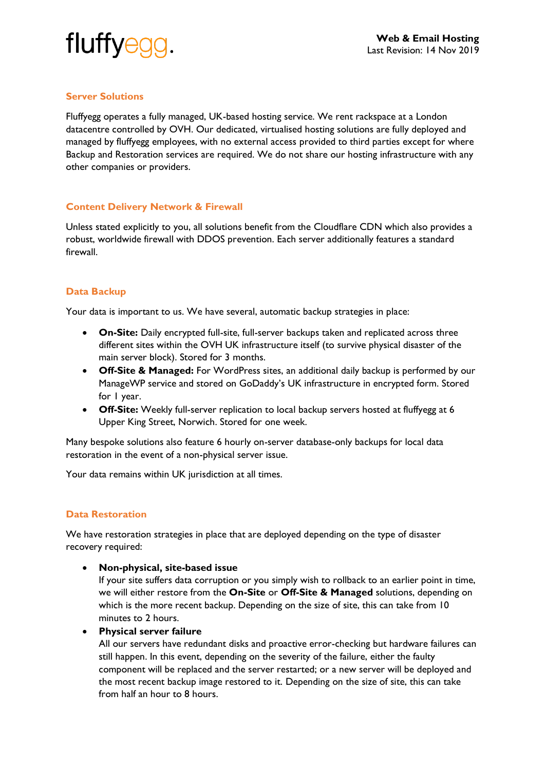fluffyegg.

**Web & Email Hosting**
Last Revision: 14 Nov 2019

## Server Solutions

Fluffyegg operates a fully managed, UK-based hosting service. We rent rackspace at a London datacentre controlled by OVH. Our dedicated, virtualised hosting solutions are fully deployed and managed by fluffyegg employees, with no external access provided to third parties except for where Backup and Restoration services are required. We do not share our hosting infrastructure with any other companies or providers.

## Content Delivery Network & Firewall

Unless stated explicitly to you, all solutions benefit from the Cloudflare CDN which also provides a robust, worldwide firewall with DDOS prevention. Each server additionally features a standard firewall.

## Data Backup

Your data is important to us. We have several, automatic backup strategies in place:

- **On-Site:** Daily encrypted full-site, full-server backups taken and replicated across three different sites within the OVH UK infrastructure itself (to survive physical disaster of the main server block). Stored for 3 months.
- **Off-Site & Managed:** For WordPress sites, an additional daily backup is performed by our ManageWP service and stored on GoDaddy's UK infrastructure in encrypted form. Stored for 1 year.
- **Off-Site:** Weekly full-server replication to local backup servers hosted at fluffyegg at 6 Upper King Street, Norwich. Stored for one week.

Many bespoke solutions also feature 6 hourly on-server database-only backups for local data restoration in the event of a non-physical server issue.

Your data remains within UK jurisdiction at all times.

## Data Restoration

We have restoration strategies in place that are deployed depending on the type of disaster recovery required:

- **Non-physical, site-based issue**
  If your site suffers data corruption or you simply wish to rollback to an earlier point in time, we will either restore from the **On-Site** or **Off-Site & Managed** solutions, depending on which is the more recent backup. Depending on the size of site, this can take from 10 minutes to 2 hours.
- **Physical server failure**
  All our servers have redundant disks and proactive error-checking but hardware failures can still happen. In this event, depending on the severity of the failure, either the faulty component will be replaced and the server restarted; or a new server will be deployed and the most recent backup image restored to it. Depending on the size of site, this can take from half an hour to 8 hours.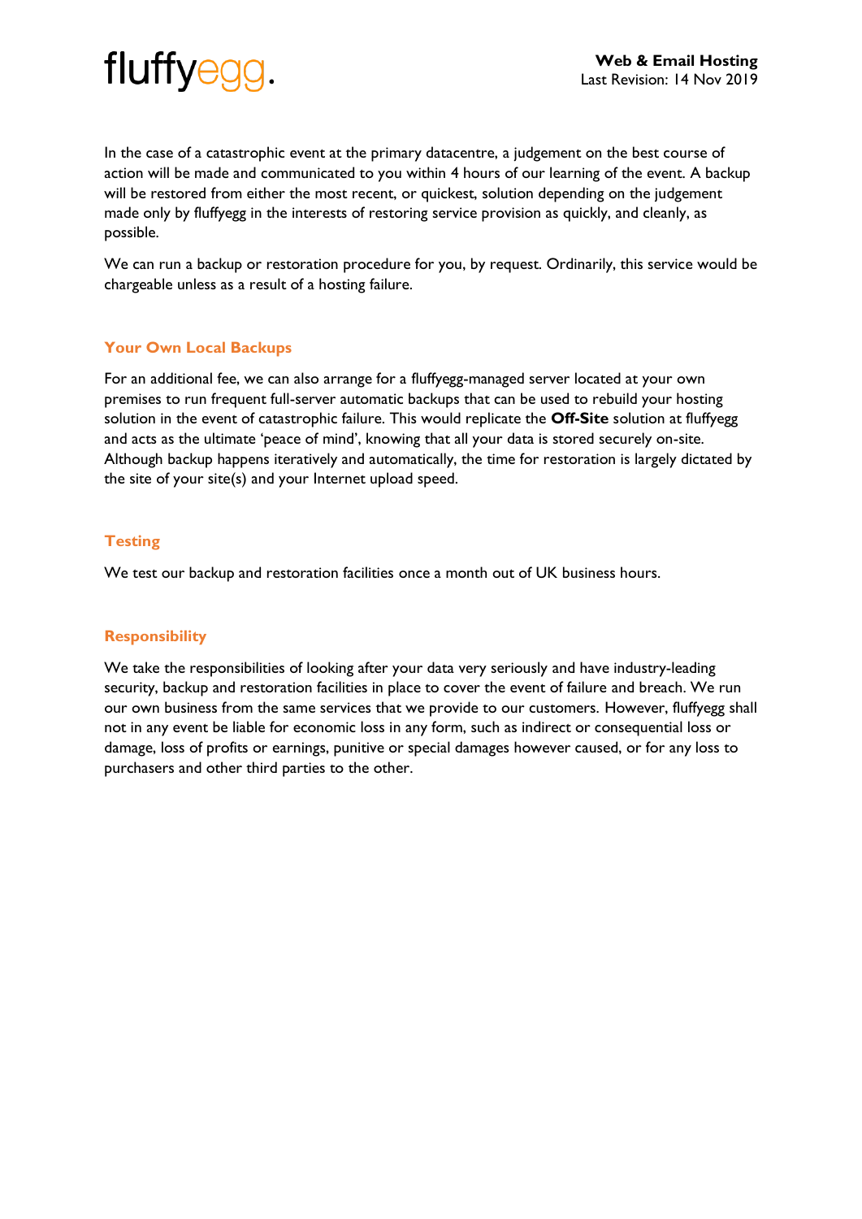In the case of a catastrophic event at the primary datacentre, a judgement on the best course of action will be made and communicated to you within 4 hours of our learning of the event. A backup will be restored from either the most recent, or quickest, solution depending on the judgement made only by fluffyegg in the interests of restoring service provision as quickly, and cleanly, as possible.

We can run a backup or restoration procedure for you, by request. Ordinarily, this service would be chargeable unless as a result of a hosting failure.

## Your Own Local Backups

For an additional fee, we can also arrange for a fluffyegg-managed server located at your own premises to run frequent full-server automatic backups that can be used to rebuild your hosting solution in the event of catastrophic failure. This would replicate the **Off-Site** solution at fluffyegg and acts as the ultimate 'peace of mind', knowing that all your data is stored securely on-site. Although backup happens iteratively and automatically, the time for restoration is largely dictated by the site of your site(s) and your Internet upload speed.

## Testing

We test our backup and restoration facilities once a month out of UK business hours.

## Responsibility

We take the responsibilities of looking after your data very seriously and have industry-leading security, backup and restoration facilities in place to cover the event of failure and breach. We run our own business from the same services that we provide to our customers. However, fluffyegg shall not in any event be liable for economic loss in any form, such as indirect or consequential loss or damage, loss of profits or earnings, punitive or special damages however caused, or for any loss to purchasers and other third parties to the other.